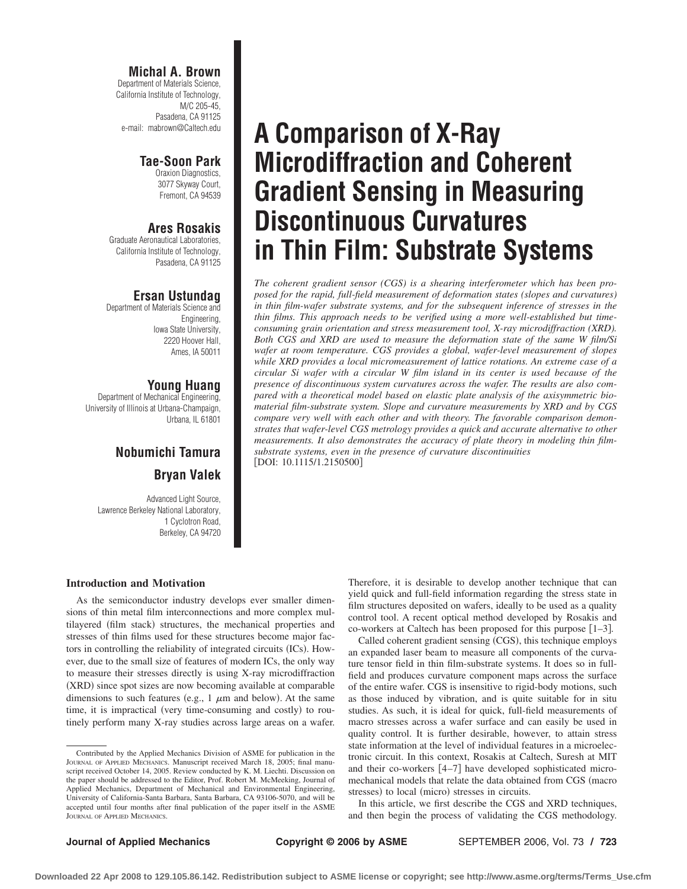# A Comparison of X-Ray Microdiffraction and Coherent Gradient Sensing in Measuring Discontinuous Curvatures in Thin Film: Substrate Systems

**Michal A. Brown**
Department of Materials Science,
California Institute of Technology,
M/C 205-45,
Pasadena, CA 91125
e-mail: mabrown@Caltech.edu

**Tae-Soon Park**
Oraxion Diagnostics,
3077 Skyway Court,
Fremont, CA 94539

**Ares Rosakis**
Graduate Aeronautical Laboratories,
California Institute of Technology,
Pasadena, CA 91125

**Ersan Ustundag**
Department of Materials Science and Engineering,
Iowa State University,
2220 Hoover Hall,
Ames, IA 50011

**Young Huang**
Department of Mechanical Engineering,
University of Illinois at Urbana-Champaign,
Urbana, IL 61801

**Nobumichi Tamura**

**Bryan Valek**

Advanced Light Source,
Lawrence Berkeley National Laboratory,
1 Cyclotron Road,
Berkeley, CA 94720

*The coherent gradient sensor (CGS) is a shearing interferometer which has been proposed for the rapid, full-field measurement of deformation states (slopes and curvatures) in thin film-wafer substrate systems, and for the subsequent inference of stresses in the thin films. This approach needs to be verified using a more well-established but time-consuming grain orientation and stress measurement tool, X-ray microdiffraction (XRD). Both CGS and XRD are used to measure the deformation state of the same W film/Si wafer at room temperature. CGS provides a global, wafer-level measurement of slopes while XRD provides a local micromeasurement of lattice rotations. An extreme case of a circular Si wafer with a circular W film island in its center is used because of the presence of discontinuous system curvatures across the wafer. The results are also compared with a theoretical model based on elastic plate analysis of the axisymmetric biomaterial film-substrate system. Slope and curvature measurements by XRD and by CGS compare very well with each other and with theory. The favorable comparison demonstrates that wafer-level CGS metrology provides a quick and accurate alternative to other measurements. It also demonstrates the accuracy of plate theory in modeling thin film-substrate systems, even in the presence of curvature discontinuities*
[DOI: 10.1115/1.2150500]

## Introduction and Motivation

As the semiconductor industry develops ever smaller dimensions of thin metal film interconnections and more complex multilayered (film stack) structures, the mechanical properties and stresses of thin films used for these structures become major factors in controlling the reliability of integrated circuits (ICs). However, due to the small size of features of modern ICs, the only way to measure their stresses directly is using X-ray microdiffraction (XRD) since spot sizes are now becoming available at comparable dimensions to such features (e.g., 1 $\mu$m and below). At the same time, it is impractical (very time-consuming and costly) to routinely perform many X-ray studies across large areas on a wafer. Therefore, it is desirable to develop another technique that can yield quick and full-field information regarding the stress state in film structures deposited on wafers, ideally to be used as a quality control tool. A recent optical method developed by Rosakis and co-workers at Caltech has been proposed for this purpose [1–3].

Called coherent gradient sensing (CGS), this technique employs an expanded laser beam to measure all components of the curvature tensor field in thin film-substrate systems. It does so in full-field and produces curvature component maps across the surface of the entire wafer. CGS is insensitive to rigid-body motions, such as those induced by vibration, and is quite suitable for in situ studies. As such, it is ideal for quick, full-field measurements of macro stresses across a wafer surface and can easily be used in quality control. It is further desirable, however, to attain stress state information at the level of individual features in a microelectronic circuit. In this context, Rosakis at Caltech, Suresh at MIT and their co-workers [4–7] have developed sophisticated micromechanical models that relate the data obtained from CGS (macro stresses) to local (micro) stresses in circuits.

In this article, we first describe the CGS and XRD techniques, and then begin the process of validating the CGS methodology.

Contributed by the Applied Mechanics Division of ASME for publication in the JOURNAL OF APPLIED MECHANICS. Manuscript received March 18, 2005; final manuscript received October 14, 2005. Review conducted by K. M. Liechti. Discussion on the paper should be addressed to the Editor, Prof. Robert M. McMeeking, Journal of Applied Mechanics, Department of Mechanical and Environmental Engineering, University of California-Santa Barbara, Santa Barbara, CA 93106-5070, and will be accepted until four months after final publication of the paper itself in the ASME JOURNAL OF APPLIED MECHANICS.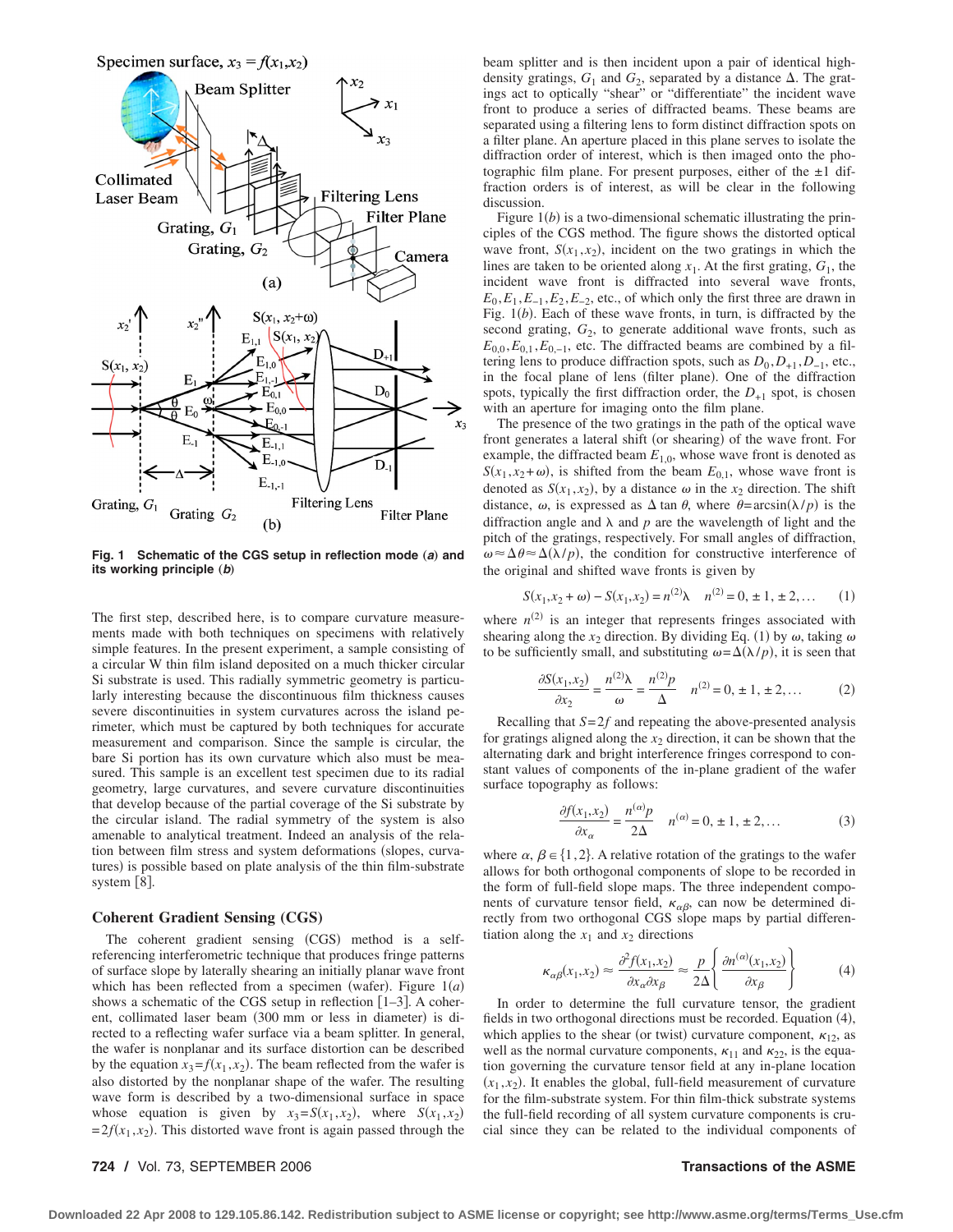Fig. 1 Schematic of the CGS setup in reflection mode (*a*) and its working principle (*b*)

The first step, described here, is to compare curvature measurements made with both techniques on specimens with relatively simple features. In the present experiment, a sample consisting of a circular W thin film island deposited on a much thicker circular Si substrate is used. This radially symmetric geometry is particularly interesting because the discontinuous film thickness causes severe discontinuities in system curvatures across the island perimeter, which must be captured by both techniques for accurate measurement and comparison. Since the sample is circular, the bare Si portion has its own curvature which also must be measured. This sample is an excellent test specimen due to its radial geometry, large curvatures, and severe curvature discontinuities that develop because of the partial coverage of the Si substrate by the circular island. The radial symmetry of the system is also amenable to analytical treatment. Indeed an analysis of the relation between film stress and system deformations (slopes, curvatures) is possible based on plate analysis of the thin film-substrate system [8].

### Coherent Gradient Sensing (CGS)

The coherent gradient sensing (CGS) method is a self-referencing interferometric technique that produces fringe patterns of surface slope by laterally shearing an initially planar wave front which has been reflected from a specimen (wafer). Figure 1(*a*) shows a schematic of the CGS setup in reflection [1–3]. A coherent, collimated laser beam (300 mm or less in diameter) is directed to a reflecting wafer surface via a beam splitter. In general, the wafer is nonplanar and its surface distortion can be described by the equation $x_3=f(x_1,x_2)$. The beam reflected from the wafer is also distorted by the nonplanar shape of the wafer. The resulting wave form is described by a two-dimensional surface in space whose equation is given by $x_3=S(x_1,x_2)$, where $S(x_1,x_2)=2f(x_1,x_2)$. This distorted wave front is again passed through the beam splitter and is then incident upon a pair of identical high-density gratings, $G_1$ and $G_2$, separated by a distance $\Delta$. The gratings act to optically "shear" or "differentiate" the incident wave front to produce a series of diffracted beams. These beams are separated using a filtering lens to form distinct diffraction spots on a filter plane. An aperture placed in this plane serves to isolate the diffraction order of interest, which is then imaged onto the photographic film plane. For present purposes, either of the $\pm 1$ diffraction orders is of interest, as will be clear in the following discussion.

Figure 1(*b*) is a two-dimensional schematic illustrating the principles of the CGS method. The figure shows the distorted optical wave front, $S(x_1,x_2)$, incident on the two gratings in which the lines are taken to be oriented along $x_1$. At the first grating, $G_1$, the incident wave front is diffracted into several wave fronts, $E_0, E_1, E_{-1}, E_2, E_{-2}$, etc., of which only the first three are drawn in Fig. 1(*b*). Each of these wave fronts, in turn, is diffracted by the second grating, $G_2$, to generate additional wave fronts, such as $E_{0,0}, E_{0,1}, E_{0,-1}$, etc. The diffracted beams are combined by a filtering lens to produce diffraction spots, such as $D_0, D_{+1}, D_{-1}$, etc., in the focal plane of lens (filter plane). One of the diffraction spots, typically the first diffraction order, the $D_{+1}$ spot, is chosen with an aperture for imaging onto the film plane.

The presence of the two gratings in the path of the optical wave front generates a lateral shift (or shearing) of the wave front. For example, the diffracted beam $E_{1,0}$, whose wave front is denoted as $S(x_1,x_2+\omega)$, is shifted from the beam $E_{0,1}$, whose wave front is denoted as $S(x_1,x_2)$, by a distance $\omega$ in the $x_2$ direction. The shift distance, $\omega$, is expressed as $\Delta \tan\theta$, where $\theta=\arcsin(\lambda/p)$ is the diffraction angle and $\lambda$ and $p$ are the wavelength of light and the pitch of the gratings, respectively. For small angles of diffraction, $\omega \approx \Delta\theta \approx \Delta(\lambda/p)$, the condition for constructive interference of the original and shifted wave fronts is given by

$$S(x_1,x_2+\omega)-S(x_1,x_2)=n^{(2)}\lambda \quad n^{(2)}=0,\pm 1,\pm 2,\ldots \tag{1}$$

where $n^{(2)}$ is an integer that represents fringes associated with shearing along the $x_2$ direction. By dividing Eq. (1) by $\omega$, taking $\omega$ to be sufficiently small, and substituting $\omega=\Delta(\lambda/p)$, it is seen that

$$\frac{\partial S(x_1,x_2)}{\partial x_2}=\frac{n^{(2)}\lambda}{\omega}=\frac{n^{(2)}p}{\Delta} \quad n^{(2)}=0,\pm 1,\pm 2,\ldots \tag{2}$$

Recalling that $S=2f$ and repeating the above-presented analysis for gratings aligned along the $x_2$ direction, it can be shown that the alternating dark and bright interference fringes correspond to constant values of components of the in-plane gradient of the wafer surface topography as follows:

$$\frac{\partial f(x_1,x_2)}{\partial x_\alpha}=\frac{n^{(\alpha)}p}{2\Delta} \quad n^{(\alpha)}=0,\pm 1,\pm 2,\ldots \tag{3}$$

where $\alpha,\beta \in \{1,2\}$. A relative rotation of the gratings to the wafer allows for both orthogonal components of slope to be recorded in the form of full-field slope maps. The three independent components of curvature tensor field, $\kappa_{\alpha\beta}$, can now be determined directly from two orthogonal CGS slope maps by partial differentiation along the $x_1$ and $x_2$ directions

$$\kappa_{\alpha\beta}(x_1,x_2)\approx\frac{\partial^2 f(x_1,x_2)}{\partial x_\alpha \partial x_\beta}\approx\frac{p}{2\Delta}\left\{\frac{\partial n^{(\alpha)}(x_1,x_2)}{\partial x_\beta}\right\} \tag{4}$$

In order to determine the full curvature tensor, the gradient fields in two orthogonal directions must be recorded. Equation (4), which applies to the shear (or twist) curvature component, $\kappa_{12}$, as well as the normal curvature components, $\kappa_{11}$ and $\kappa_{22}$, is the equation governing the curvature tensor field at any in-plane location $(x_1,x_2)$. It enables the global, full-field measurement of curvature for the film-substrate system. For thin film-thick substrate systems the full-field recording of all system curvature components is crucial since they can be related to the individual components of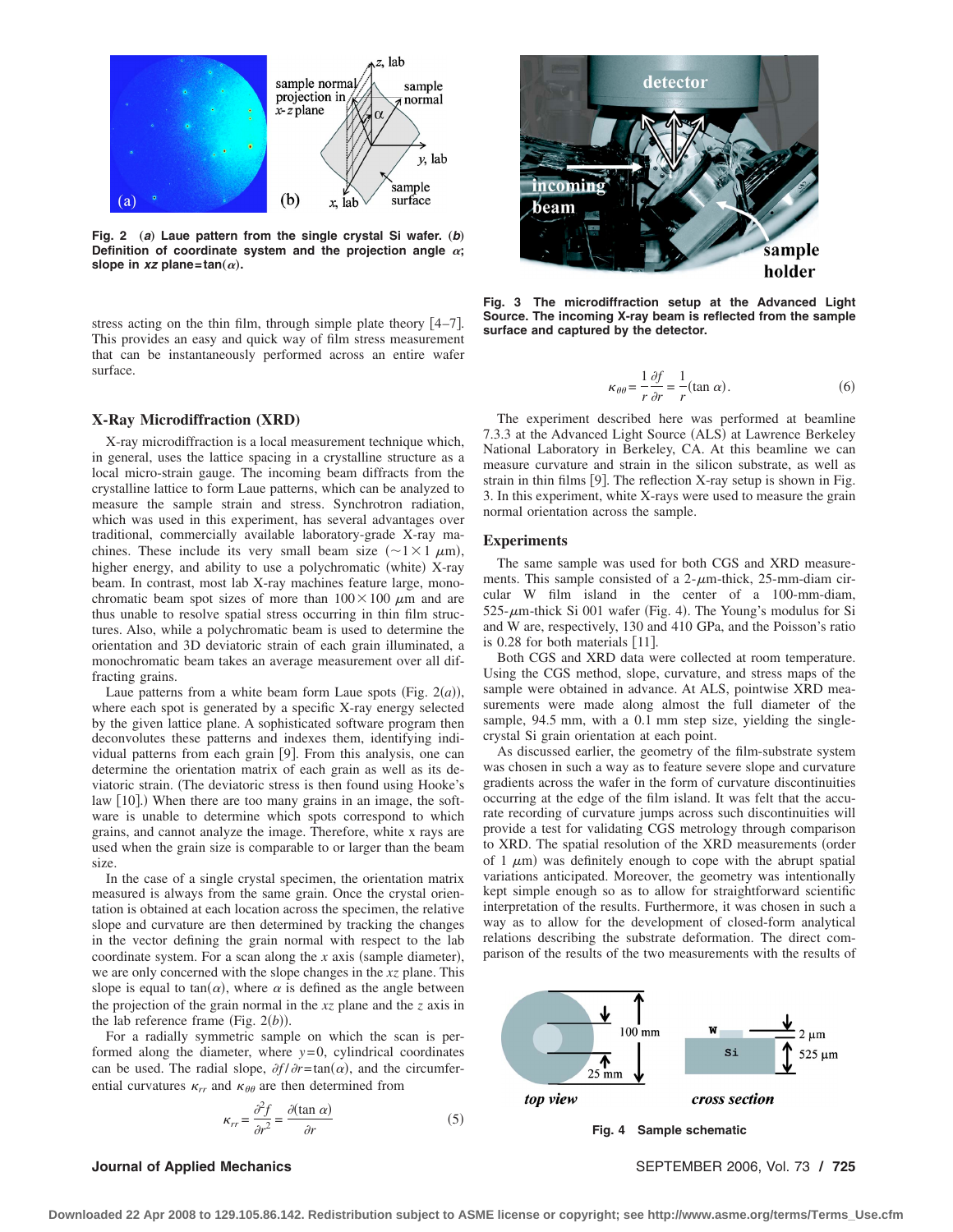Fig. 2 (*a*) Laue pattern from the single crystal Si wafer. (*b*) Definition of coordinate system and the projection angle $\alpha$; slope in $xz$ plane=tan($\alpha$).

stress acting on the thin film, through simple plate theory [4–7]. This provides an easy and quick way of film stress measurement that can be instantaneously performed across an entire wafer surface.

## X-Ray Microdiffraction (XRD)

X-ray microdiffraction is a local measurement technique which, in general, uses the lattice spacing in a crystalline structure as a local micro-strain gauge. The incoming beam diffracts from the crystalline lattice to form Laue patterns, which can be analyzed to measure the sample strain and stress. Synchrotron radiation, which was used in this experiment, has several advantages over traditional, commercially available laboratory-grade X-ray machines. These include its very small beam size ($\sim 1\times 1$ $\mu$m), higher energy, and ability to use a polychromatic (white) X-ray beam. In contrast, most lab X-ray machines feature large, monochromatic beam spot sizes of more than $100\times 100$ $\mu$m and are thus unable to resolve spatial stress occurring in thin film structures. Also, while a polychromatic beam is used to determine the orientation and 3D deviatoric strain of each grain illuminated, a monochromatic beam takes an average measurement over all diffracting grains.

Laue patterns from a white beam form Laue spots (Fig. 2(*a*)), where each spot is generated by a specific X-ray energy selected by the given lattice plane. A sophisticated software program then deconvolutes these patterns and indexes them, identifying individual patterns from each grain [9]. From this analysis, one can determine the orientation matrix of each grain as well as its deviatoric strain. (The deviatoric stress is then found using Hooke's law [10].) When there are too many grains in an image, the software is unable to determine which spots correspond to which grains, and cannot analyze the image. Therefore, white x rays are used when the grain size is comparable to or larger than the beam size.

In the case of a single crystal specimen, the orientation matrix measured is always from the same grain. Once the crystal orientation is obtained at each location across the specimen, the relative slope and curvature are then determined by tracking the changes in the vector defining the grain normal with respect to the lab coordinate system. For a scan along the $x$ axis (sample diameter), we are only concerned with the slope changes in the $xz$ plane. This slope is equal to tan($\alpha$), where $\alpha$ is defined as the angle between the projection of the grain normal in the $xz$ plane and the $z$ axis in the lab reference frame (Fig. 2(*b*)).

For a radially symmetric sample on which the scan is performed along the diameter, where $y=0$, cylindrical coordinates can be used. The radial slope, $\partial f/\partial r=\tan(\alpha)$, and the circumferential curvatures $\kappa_{rr}$ and $\kappa_{\theta\theta}$ are then determined from

$$\kappa_{rr}=\frac{\partial^2 f}{\partial r^2}=\frac{\partial(\tan\alpha)}{\partial r} \tag{5}$$

$$\kappa_{\theta\theta}=\frac{1}{r}\frac{\partial f}{\partial r}=\frac{1}{r}(\tan\alpha). \tag{6}$$

Fig. 3 The microdiffraction setup at the Advanced Light Source. The incoming X-ray beam is reflected from the sample surface and captured by the detector.

The experiment described here was performed at beamline 7.3.3 at the Advanced Light Source (ALS) at Lawrence Berkeley National Laboratory in Berkeley, CA. At this beamline we can measure curvature and strain in the silicon substrate, as well as strain in thin films [9]. The reflection X-ray setup is shown in Fig. 3. In this experiment, white X-rays were used to measure the grain normal orientation across the sample.

## Experiments

The same sample was used for both CGS and XRD measurements. This sample consisted of a 2-$\mu$m-thick, 25-mm-diam circular W film island in the center of a 100-mm-diam, 525-$\mu$m-thick Si 001 wafer (Fig. 4). The Young's modulus for Si and W are, respectively, 130 and 410 GPa, and the Poisson's ratio is 0.28 for both materials [11].

Both CGS and XRD data were collected at room temperature. Using the CGS method, slope, curvature, and stress maps of the sample were obtained in advance. At ALS, pointwise XRD measurements were made along almost the full diameter of the sample, 94.5 mm, with a 0.1 mm step size, yielding the single-crystal Si grain orientation at each point.

As discussed earlier, the geometry of the film-substrate system was chosen in such a way as to feature severe slope and curvature gradients across the wafer in the form of curvature discontinuities occurring at the edge of the film island. It was felt that the accurate recording of curvature jumps across such discontinuities will provide a test for validating CGS metrology through comparison to XRD. The spatial resolution of the XRD measurements (order of 1 $\mu$m) was definitely enough to cope with the abrupt spatial variations anticipated. Moreover, the geometry was intentionally kept simple enough so as to allow for straightforward scientific interpretation of the results. Furthermore, it was chosen in such a way as to allow for the development of closed-form analytical relations describing the substrate deformation. The direct comparison of the results of the two measurements with the results of

Fig. 4 Sample schematic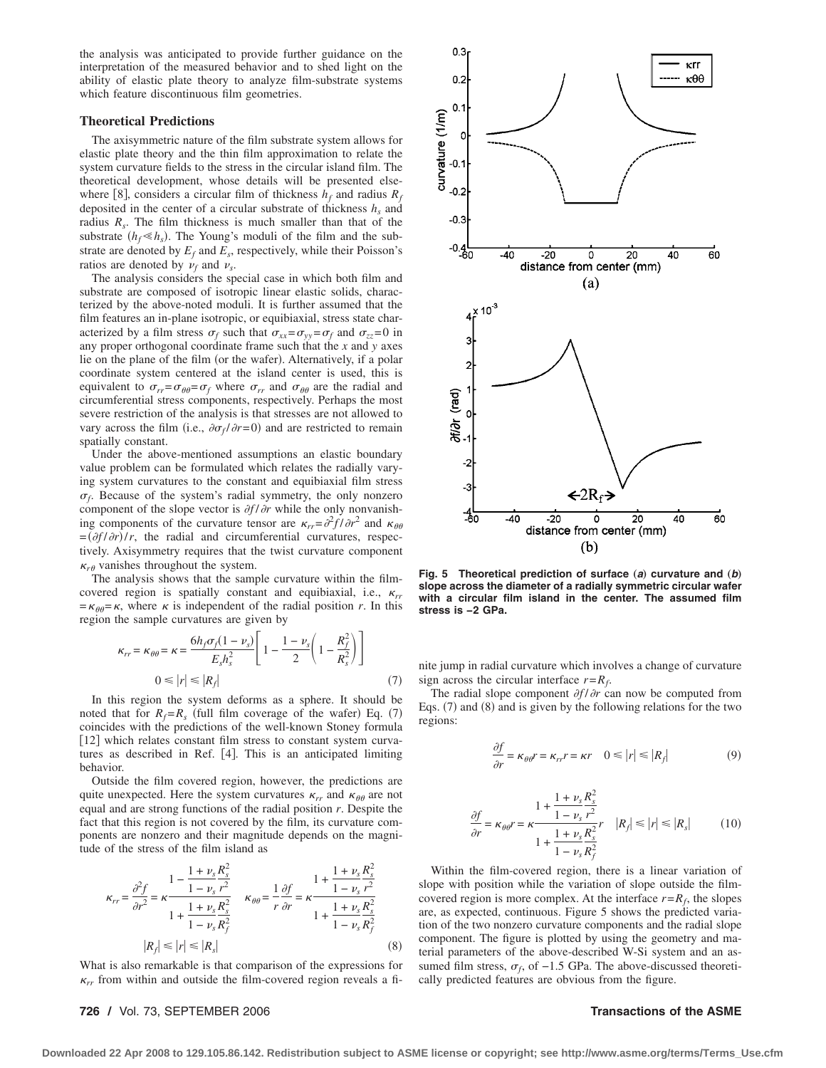the analysis was anticipated to provide further guidance on the interpretation of the measured behavior and to shed light on the ability of elastic plate theory to analyze film-substrate systems which feature discontinuous film geometries.

## Theoretical Predictions

The axisymmetric nature of the film substrate system allows for elastic plate theory and the thin film approximation to relate the system curvature fields to the stress in the circular island film. The theoretical development, whose details will be presented elsewhere [8], considers a circular film of thickness $h_f$ and radius $R_f$ deposited in the center of a circular substrate of thickness $h_s$ and radius $R_s$. The film thickness is much smaller than that of the substrate ($h_f \ll h_s$). The Young's moduli of the film and the substrate are denoted by $E_f$ and $E_s$, respectively, while their Poisson's ratios are denoted by $\nu_f$ and $\nu_s$.

The analysis considers the special case in which both film and substrate are composed of isotropic linear elastic solids, characterized by the above-noted moduli. It is further assumed that the film features an in-plane isotropic, or equibiaxial, stress state characterized by a film stress $\sigma_f$ such that $\sigma_{xx}=\sigma_{yy}=\sigma_f$ and $\sigma_{zz}=0$ in any proper orthogonal coordinate frame such that the $x$ and $y$ axes lie on the plane of the film (or the wafer). Alternatively, if a polar coordinate system centered at the island center is used, this is equivalent to $\sigma_{rr}=\sigma_{\theta\theta}=\sigma_f$ where $\sigma_{rr}$ and $\sigma_{\theta\theta}$ are the radial and circumferential stress components, respectively. Perhaps the most severe restriction of the analysis is that stresses are not allowed to vary across the film (i.e., $\partial\sigma_f/\partial r=0$) and are restricted to remain spatially constant.

Under the above-mentioned assumptions an elastic boundary value problem can be formulated which relates the radially varying system curvatures to the constant and equibiaxial film stress $\sigma_f$. Because of the system's radial symmetry, the only nonzero component of the slope vector is $\partial f/\partial r$ while the only nonvanishing components of the curvature tensor are $\kappa_{rr}=\partial^2 f/\partial r^2$ and $\kappa_{\theta\theta}=(\partial f/\partial r)/r$, the radial and circumferential curvatures, respectively. Axisymmetry requires that the twist curvature component $\kappa_{r\theta}$ vanishes throughout the system.

The analysis shows that the sample curvature within the film-covered region is spatially constant and equibiaxial, i.e., $\kappa_{rr}=\kappa_{\theta\theta}=\kappa$, where $\kappa$ is independent of the radial position $r$. In this region the sample curvatures are given by

$$\kappa_{rr}=\kappa_{\theta\theta}=\kappa=\frac{6h_f\sigma_f(1-\nu_s)}{E_s h_s^2}\left[1-\frac{1-\nu_s}{2}\left(1-\frac{R_f^2}{R_s^2}\right)\right] \qquad 0\leq|r|\leq|R_f| \tag{7}$$

In this region the system deforms as a sphere. It should be noted that for $R_f=R_s$ (full film coverage of the wafer) Eq. (7) coincides with the predictions of the well-known Stoney formula [12] which relates constant film stress to constant system curvatures as described in Ref. [4]. This is an anticipated limiting behavior.

Outside the film covered region, however, the predictions are quite unexpected. Here the system curvatures $\kappa_{rr}$ and $\kappa_{\theta\theta}$ are not equal and are strong functions of the radial position $r$. Despite the fact that this region is not covered by the film, its curvature components are nonzero and their magnitude depends on the magnitude of the stress of the film island as

$$\kappa_{rr}=\frac{\partial^2 f}{\partial r^2}=\kappa\frac{1-\dfrac{1+\nu_s}{1-\nu_s}\dfrac{R_s^2}{r^2}}{1+\dfrac{1+\nu_s}{1-\nu_s}\dfrac{R_s^2}{R_f^2}} \qquad \kappa_{\theta\theta}=\frac{1}{r}\frac{\partial f}{\partial r}=\kappa\frac{1+\dfrac{1+\nu_s}{1-\nu_s}\dfrac{R_s^2}{r^2}}{1+\dfrac{1+\nu_s}{1-\nu_s}\dfrac{R_s^2}{R_f^2}}$$

$$|R_f|\leq|r|\leq|R_s| \tag{8}$$

What is also remarkable is that comparison of the expressions for $\kappa_{rr}$ from within and outside the film-covered region reveals a finite jump in radial curvature which involves a change of curvature sign across the circular interface $r=R_f$.

Fig. 5 Theoretical prediction of surface (*a*) curvature and (*b*) slope across the diameter of a radially symmetric circular wafer with a circular film island in the center. The assumed film stress is −2 GPa.

The radial slope component $\partial f/\partial r$ can now be computed from Eqs. (7) and (8) and is given by the following relations for the two regions:

$$\frac{\partial f}{\partial r}=\kappa_{\theta\theta}r=\kappa_{rr}r=\kappa r \quad 0\leq|r|\leq|R_f| \tag{9}$$

$$\frac{\partial f}{\partial r}=\kappa_{\theta\theta}r=\kappa\frac{1+\dfrac{1+\nu_s}{1-\nu_s}\dfrac{R_s^2}{r^2}}{1+\dfrac{1+\nu_s}{1-\nu_s}\dfrac{R_s^2}{R_f^2}}r \quad |R_f|\leq|r|\leq|R_s| \tag{10}$$

Within the film-covered region, there is a linear variation of slope with position while the variation of slope outside the film-covered region is more complex. At the interface $r=R_f$, the slopes are, as expected, continuous. Figure 5 shows the predicted variation of the two nonzero curvature components and the radial slope component. The figure is plotted by using the geometry and material parameters of the above-described W-Si system and an assumed film stress, $\sigma_f$, of −1.5 GPa. The above-discussed theoretically predicted features are obvious from the figure.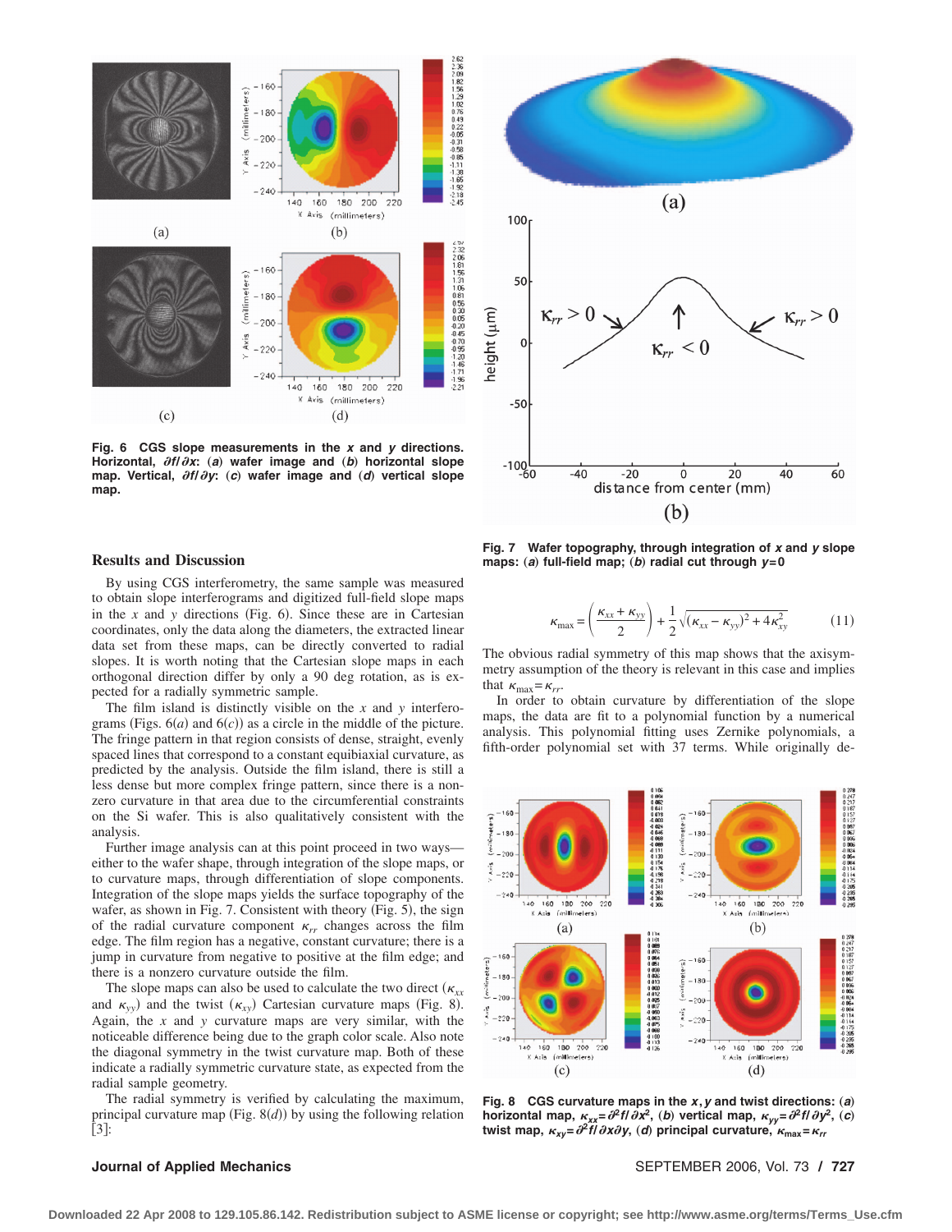Fig. 6 CGS slope measurements in the *x* and *y* directions. Horizontal, $\partial f/\partial x$: (*a*) wafer image and (*b*) horizontal slope map. Vertical, $\partial f/\partial y$: (*c*) wafer image and (*d*) vertical slope map.

Fig. 7 Wafer topography, through integration of *x* and *y* slope maps: (*a*) full-field map; (*b*) radial cut through *y*=0

## Results and Discussion

By using CGS interferometry, the same sample was measured to obtain slope interferograms and digitized full-field slope maps in the *x* and *y* directions (Fig. 6). Since these are in Cartesian coordinates, only the data along the diameters, the extracted linear data set from these maps, can be directly converted to radial slopes. It is worth noting that the Cartesian slope maps in each orthogonal direction differ by only a 90 deg rotation, as is expected for a radially symmetric sample.

The film island is distinctly visible on the *x* and *y* interferograms (Figs. 6(*a*) and 6(*c*)) as a circle in the middle of the picture. The fringe pattern in that region consists of dense, straight, evenly spaced lines that correspond to a constant equibiaxial curvature, as predicted by the analysis. Outside the film island, there is still a less dense but more complex fringe pattern, since there is a nonzero curvature in that area due to the circumferential constraints on the Si wafer. This is also qualitatively consistent with the analysis.

Further image analysis can at this point proceed in two ways—either to the wafer shape, through integration of the slope maps, or to curvature maps, through differentiation of slope components. Integration of the slope maps yields the surface topography of the wafer, as shown in Fig. 7. Consistent with theory (Fig. 5), the sign of the radial curvature component $\kappa_{rr}$ changes across the film edge. The film region has a negative, constant curvature; there is a jump in curvature from negative to positive at the film edge; and there is a nonzero curvature outside the film.

The slope maps can also be used to calculate the two direct ($\kappa_{xx}$ and $\kappa_{yy}$) and the twist ($\kappa_{xy}$) Cartesian curvature maps (Fig. 8). Again, the *x* and *y* curvature maps are very similar, with the noticeable difference being due to the graph color scale. Also note the diagonal symmetry in the twist curvature map. Both of these indicate a radially symmetric curvature state, as expected from the radial sample geometry.

The radial symmetry is verified by calculating the maximum, principal curvature map (Fig. 8(*d*)) by using the following relation [3]:

$$\kappa_{max} = \left(\frac{\kappa_{xx}+\kappa_{yy}}{2}\right) + \frac{1}{2}\sqrt{(\kappa_{xx}-\kappa_{yy})^2 + 4\kappa_{xy}^2} \tag{11}$$

The obvious radial symmetry of this map shows that the axisymmetry assumption of the theory is relevant in this case and implies that $\kappa_{max} = \kappa_{rr}$.

In order to obtain curvature by differentiation of the slope maps, the data are fit to a polynomial function by a numerical analysis. This polynomial fitting uses Zernike polynomials, a fifth-order polynomial set with 37 terms. While originally de-

Fig. 8 CGS curvature maps in the *x*, *y* and twist directions: (*a*) horizontal map, $\kappa_{xx} = \partial^2 f/\partial x^2$, (*b*) vertical map, $\kappa_{yy} = \partial^2 f/\partial y^2$, (*c*) twist map, $\kappa_{xy} = \partial^2 f/\partial x \partial y$, (*d*) principal curvature, $\kappa_{max} = \kappa_{rr}$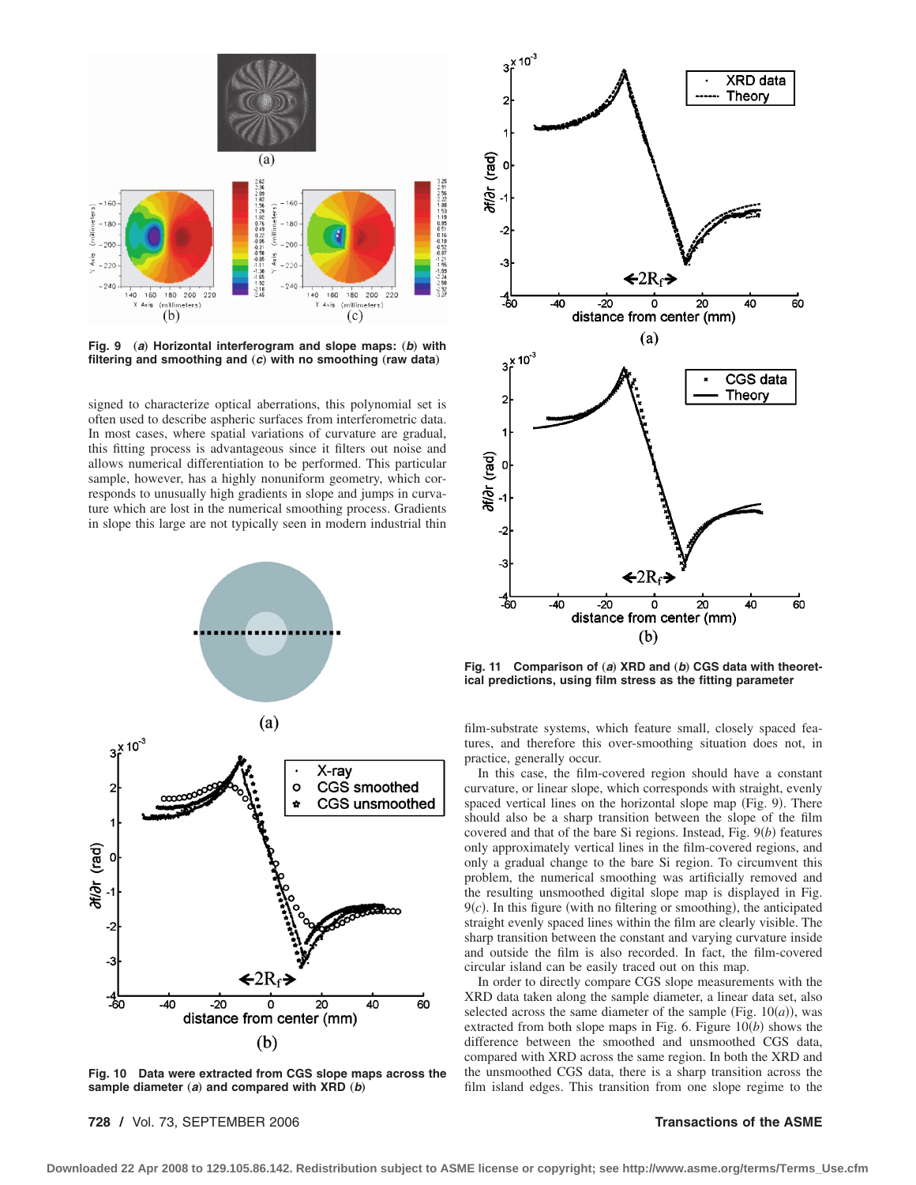Fig. 9 (*a*) Horizontal interferogram and slope maps: (*b*) with filtering and smoothing and (*c*) with no smoothing (raw data)

signed to characterize optical aberrations, this polynomial set is often used to describe aspheric surfaces from interferometric data. In most cases, where spatial variations of curvature are gradual, this fitting process is advantageous since it filters out noise and allows numerical differentiation to be performed. This particular sample, however, has a highly nonuniform geometry, which corresponds to unusually high gradients in slope and jumps in curvature which are lost in the numerical smoothing process. Gradients in slope this large are not typically seen in modern industrial thin film-substrate systems, which feature small, closely spaced features, and therefore this over-smoothing situation does not, in practice, generally occur.

In this case, the film-covered region should have a constant curvature, or linear slope, which corresponds with straight, evenly spaced vertical lines on the horizontal slope map (Fig. 9). There should also be a sharp transition between the slope of the film covered and that of the bare Si regions. Instead, Fig. 9(*b*) features only approximately vertical lines in the film-covered regions, and only a gradual change to the bare Si region. To circumvent this problem, the numerical smoothing was artificially removed and the resulting unsmoothed digital slope map is displayed in Fig. 9(*c*). In this figure (with no filtering or smoothing), the anticipated straight evenly spaced lines within the film are clearly visible. The sharp transition between the constant and varying curvature inside and outside the film is also recorded. In fact, the film-covered circular island can be easily traced out on this map.

In order to directly compare CGS slope measurements with the XRD data taken along the sample diameter, a linear data set, also selected across the same diameter of the sample (Fig. 10(*a*)), was extracted from both slope maps in Fig. 6. Figure 10(*b*) shows the difference between the smoothed and unsmoothed CGS data, compared with XRD across the same region. In both the XRD and the unsmoothed CGS data, there is a sharp transition across the film island edges. This transition from one slope regime to the

Fig. 10 Data were extracted from CGS slope maps across the sample diameter (*a*) and compared with XRD (*b*)

Fig. 11 Comparison of (*a*) XRD and (*b*) CGS data with theoretical predictions, using film stress as the fitting parameter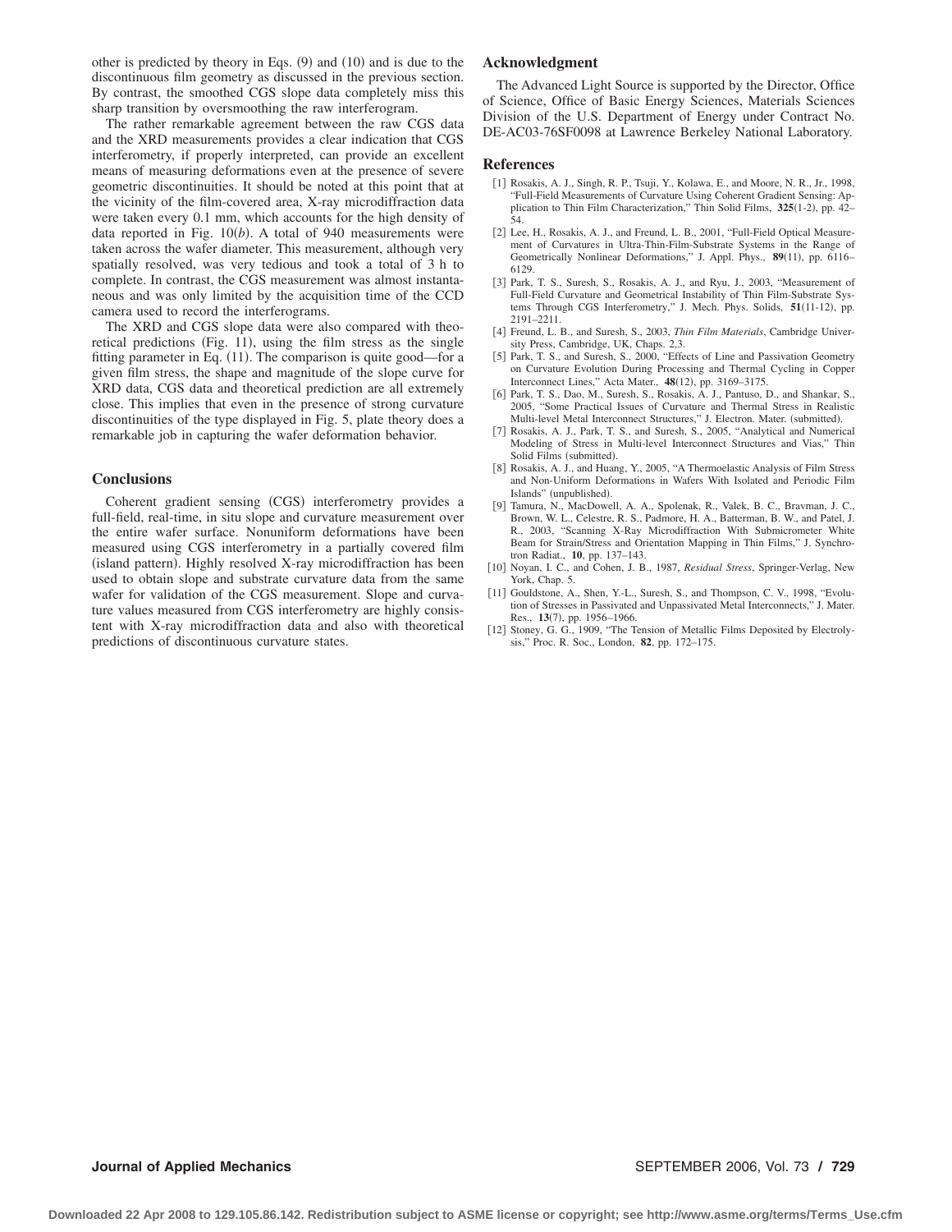other is predicted by theory in Eqs. (9) and (10) and is due to the discontinuous film geometry as discussed in the previous section. By contrast, the smoothed CGS slope data completely miss this sharp transition by oversmoothing the raw interferogram.

The rather remarkable agreement between the raw CGS data and the XRD measurements provides a clear indication that CGS interferometry, if properly interpreted, can provide an excellent means of measuring deformations even at the presence of severe geometric discontinuities. It should be noted at this point that at the vicinity of the film-covered area, X-ray microdiffraction data were taken every 0.1 mm, which accounts for the high density of data reported in Fig. 10(*b*). A total of 940 measurements were taken across the wafer diameter. This measurement, although very spatially resolved, was very tedious and took a total of 3 h to complete. In contrast, the CGS measurement was almost instantaneous and was only limited by the acquisition time of the CCD camera used to record the interferograms.

The XRD and CGS slope data were also compared with theoretical predictions (Fig. 11), using the film stress as the single fitting parameter in Eq. (11). The comparison is quite good—for a given film stress, the shape and magnitude of the slope curve for XRD data, CGS data and theoretical prediction are all extremely close. This implies that even in the presence of strong curvature discontinuities of the type displayed in Fig. 5, plate theory does a remarkable job in capturing the wafer deformation behavior.

## Conclusions

Coherent gradient sensing (CGS) interferometry provides a full-field, real-time, in situ slope and curvature measurement over the entire wafer surface. Nonuniform deformations have been measured using CGS interferometry in a partially covered film (island pattern). Highly resolved X-ray microdiffraction has been used to obtain slope and substrate curvature data from the same wafer for validation of the CGS measurement. Slope and curvature values measured from CGS interferometry are highly consistent with X-ray microdiffraction data and also with theoretical predictions of discontinuous curvature states.

## Acknowledgment

The Advanced Light Source is supported by the Director, Office of Science, Office of Basic Energy Sciences, Materials Sciences Division of the U.S. Department of Energy under Contract No. DE-AC03-76SF0098 at Lawrence Berkeley National Laboratory.

## References

[1] Rosakis, A. J., Singh, R. P., Tsuji, Y., Kolawa, E., and Moore, N. R., Jr., 1998, "Full-Field Measurements of Curvature Using Coherent Gradient Sensing: Application to Thin Film Characterization," Thin Solid Films, **325**(1-2), pp. 42–54.

[2] Lee, H., Rosakis, A. J., and Freund, L. B., 2001, "Full-Field Optical Measurement of Curvatures in Ultra-Thin-Film-Substrate Systems in the Range of Geometrically Nonlinear Deformations," J. Appl. Phys., **89**(11), pp. 6116–6129.

[3] Park, T. S., Suresh, S., Rosakis, A. J., and Ryu, J., 2003, "Measurement of Full-Field Curvature and Geometrical Instability of Thin Film-Substrate Systems Through CGS Interferometry," J. Mech. Phys. Solids, **51**(11-12), pp. 2191–2211.

[4] Freund, L. B., and Suresh, S., 2003, *Thin Film Materials*, Cambridge University Press, Cambridge, UK, Chaps. 2,3.

[5] Park, T. S., and Suresh, S., 2000, "Effects of Line and Passivation Geometry on Curvature Evolution During Processing and Thermal Cycling in Copper Interconnect Lines," Acta Mater., **48**(12), pp. 3169–3175.

[6] Park, T. S., Dao, M., Suresh, S., Rosakis, A. J., Pantuso, D., and Shankar, S., 2005, "Some Practical Issues of Curvature and Thermal Stress in Realistic Multi-level Metal Interconnect Structures," J. Electron. Mater. (submitted).

[7] Rosakis, A. J., Park, T. S., and Suresh, S., 2005, "Analytical and Numerical Modeling of Stress in Multi-level Interconnect Structures and Vias," Thin Solid Films (submitted).

[8] Rosakis, A. J., and Huang, Y., 2005, "A Thermoelastic Analysis of Film Stress and Non-Uniform Deformations in Wafers With Isolated and Periodic Film Islands" (unpublished).

[9] Tamura, N., MacDowell, A. A., Spolenak, R., Valek, B. C., Bravman, J. C., Brown, W. L., Celestre, R. S., Padmore, H. A., Batterman, B. W., and Patel, J. R., 2003, "Scanning X-Ray Microdiffraction With Submicrometer White Beam for Strain/Stress and Orientation Mapping in Thin Films," J. Synchrotron Radiat., **10**, pp. 137–143.

[10] Noyan, I. C., and Cohen, J. B., 1987, *Residual Stress*, Springer-Verlag, New York, Chap. 5.

[11] Gouldstone, A., Shen, Y.-L., Suresh, S., and Thompson, C. V., 1998, "Evolution of Stresses in Passivated and Unpassivated Metal Interconnects," J. Mater. Res., **13**(7), pp. 1956–1966.

[12] Stoney, G. G., 1909, "The Tension of Metallic Films Deposited by Electrolysis," Proc. R. Soc., London, **82**, pp. 172–175.